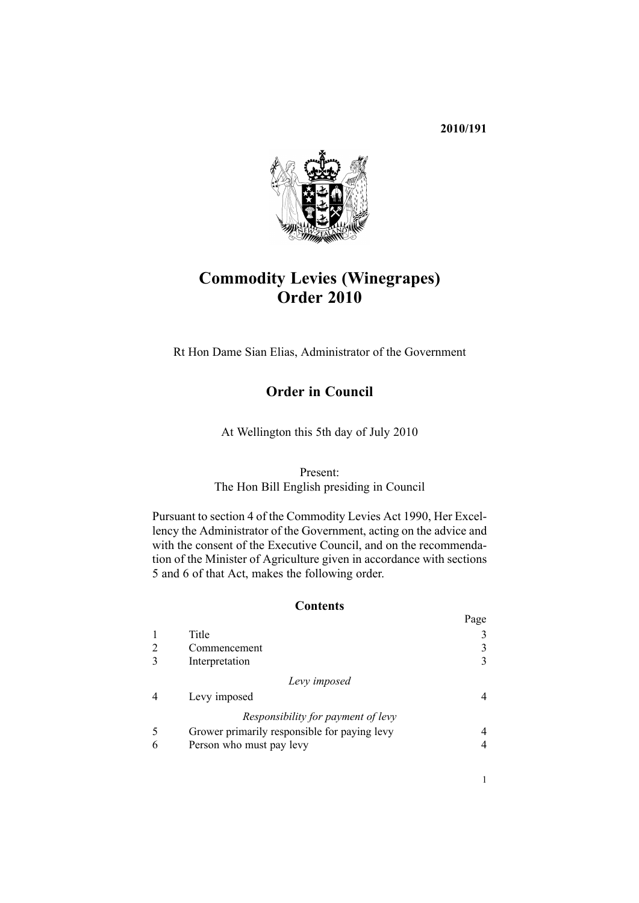**2010/191**

# Commodity Levies (Winegrapes) Order 2010

Rt Hon Dame Sian Elias, Administrator of the Government

## Order in Council

At Wellington this 5th day of July 2010

Present:
The Hon Bill English presiding in Council

Pursuant to section 4 of the Commodity Levies Act 1990, Her Excellency the Administrator of the Government, acting on the advice and with the consent of the Executive Council, and on the recommendation of the Minister of Agriculture given in accordance with sections 5 and 6 of that Act, makes the following order.

### Contents

| | | Page |
|---|---|---|
| 1 | Title | 3 |
| 2 | Commencement | 3 |
| 3 | Interpretation | 3 |
| | *Levy imposed* | |
| 4 | Levy imposed | 4 |
| | *Responsibility for payment of levy* | |
| 5 | Grower primarily responsible for paying levy | 4 |
| 6 | Person who must pay levy | 4 |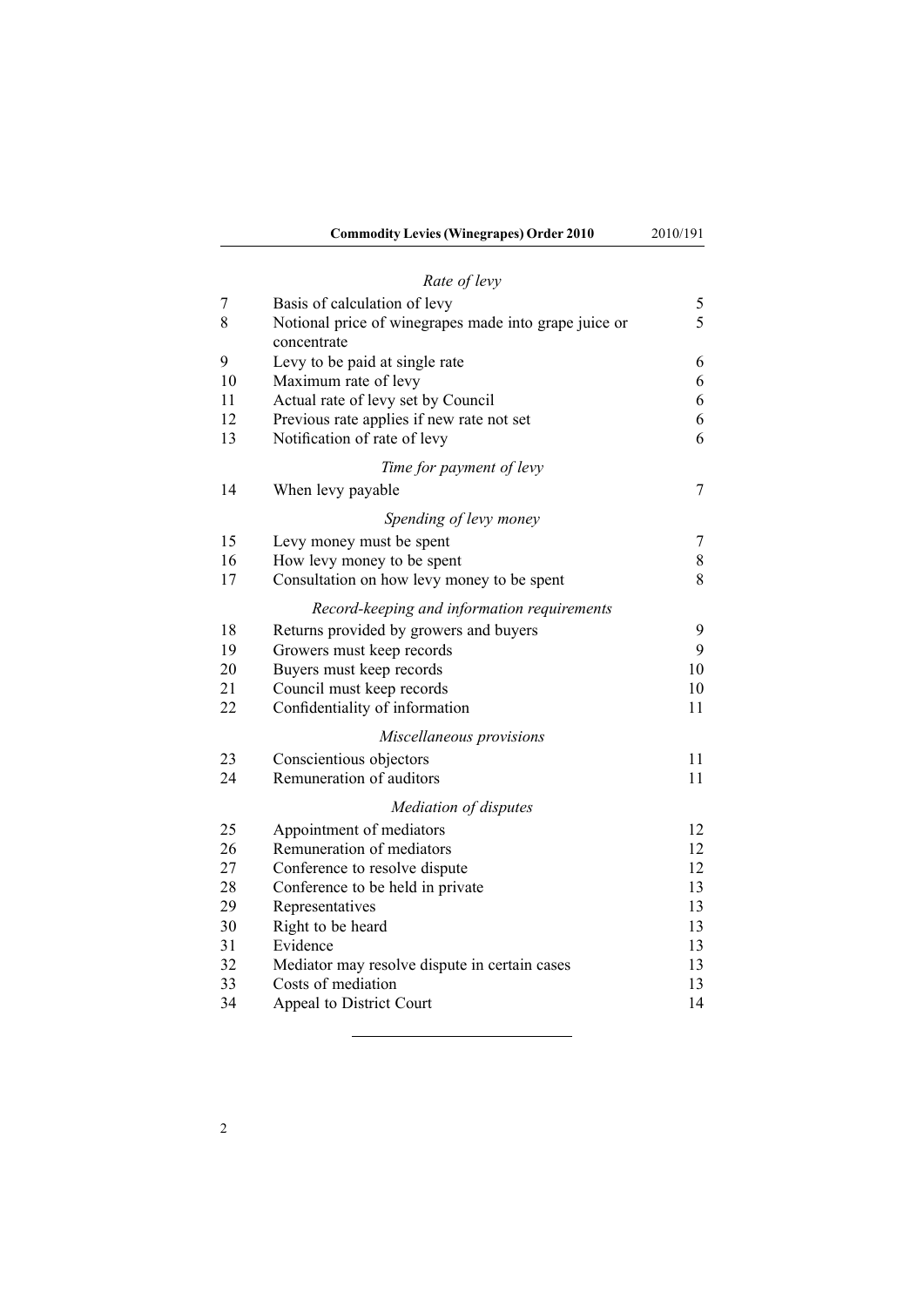*Rate of levy*

| | | |
|---|---|---|
| 7 | Basis of calculation of levy | 5 |
| 8 | Notional price of winegrapes made into grape juice or concentrate | 5 |
| 9 | Levy to be paid at single rate | 6 |
| 10 | Maximum rate of levy | 6 |
| 11 | Actual rate of levy set by Council | 6 |
| 12 | Previous rate applies if new rate not set | 6 |
| 13 | Notification of rate of levy | 6 |

*Time for payment of levy*

| | | |
|---|---|---|
| 14 | When levy payable | 7 |

*Spending of levy money*

| | | |
|---|---|---|
| 15 | Levy money must be spent | 7 |
| 16 | How levy money to be spent | 8 |
| 17 | Consultation on how levy money to be spent | 8 |

*Record-keeping and information requirements*

| | | |
|---|---|---|
| 18 | Returns provided by growers and buyers | 9 |
| 19 | Growers must keep records | 9 |
| 20 | Buyers must keep records | 10 |
| 21 | Council must keep records | 10 |
| 22 | Confidentiality of information | 11 |

*Miscellaneous provisions*

| | | |
|---|---|---|
| 23 | Conscientious objectors | 11 |
| 24 | Remuneration of auditors | 11 |

*Mediation of disputes*

| | | |
|---|---|---|
| 25 | Appointment of mediators | 12 |
| 26 | Remuneration of mediators | 12 |
| 27 | Conference to resolve dispute | 12 |
| 28 | Conference to be held in private | 13 |
| 29 | Representatives | 13 |
| 30 | Right to be heard | 13 |
| 31 | Evidence | 13 |
| 32 | Mediator may resolve dispute in certain cases | 13 |
| 33 | Costs of mediation | 13 |
| 34 | Appeal to District Court | 14 |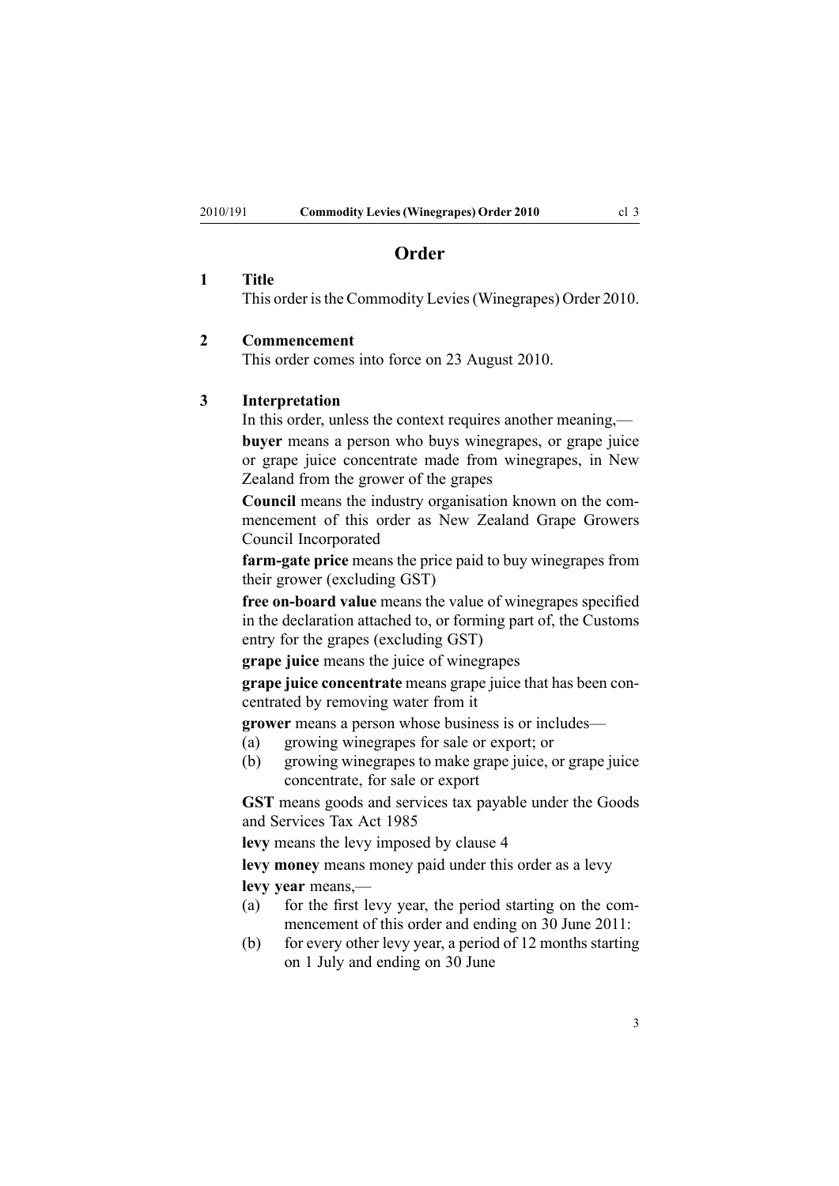## Order

### 1 Title

This order is the Commodity Levies (Winegrapes) Order 2010.

### 2 Commencement

This order comes into force on 23 August 2010.

### 3 Interpretation

In this order, unless the context requires another meaning,—

**buyer** means a person who buys winegrapes, or grape juice or grape juice concentrate made from winegrapes, in New Zealand from the grower of the grapes

**Council** means the industry organisation known on the commencement of this order as New Zealand Grape Growers Council Incorporated

**farm-gate price** means the price paid to buy winegrapes from their grower (excluding GST)

**free on-board value** means the value of winegrapes specified in the declaration attached to, or forming part of, the Customs entry for the grapes (excluding GST)

**grape juice** means the juice of winegrapes

**grape juice concentrate** means grape juice that has been concentrated by removing water from it

**grower** means a person whose business is or includes—

(a) growing winegrapes for sale or export; or

(b) growing winegrapes to make grape juice, or grape juice concentrate, for sale or export

**GST** means goods and services tax payable under the Goods and Services Tax Act 1985

**levy** means the levy imposed by clause 4

**levy money** means money paid under this order as a levy

**levy year** means,—

(a) for the first levy year, the period starting on the commencement of this order and ending on 30 June 2011:

(b) for every other levy year, a period of 12 months starting on 1 July and ending on 30 June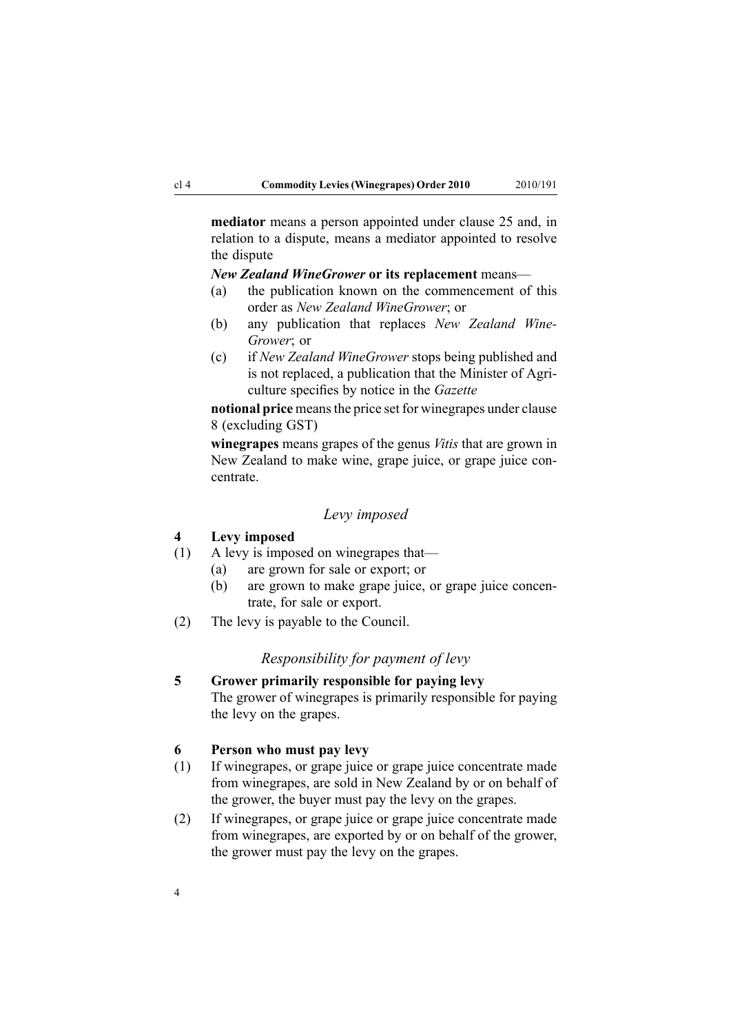**mediator** means a person appointed under clause 25 and, in relation to a dispute, means a mediator appointed to resolve the dispute

***New Zealand WineGrower*** **or its replacement** means—

(a) the publication known on the commencement of this order as *New Zealand WineGrower*; or

(b) any publication that replaces *New Zealand WineGrower*; or

(c) if *New Zealand WineGrower* stops being published and is not replaced, a publication that the Minister of Agriculture specifies by notice in the *Gazette*

**notional price** means the price set for winegrapes under clause 8 (excluding GST)

**winegrapes** means grapes of the genus *Vitis* that are grown in New Zealand to make wine, grape juice, or grape juice concentrate.

## *Levy imposed*

### 4 Levy imposed

(1) A levy is imposed on winegrapes that—

(a) are grown for sale or export; or

(b) are grown to make grape juice, or grape juice concentrate, for sale or export.

(2) The levy is payable to the Council.

## *Responsibility for payment of levy*

### 5 Grower primarily responsible for paying levy

The grower of winegrapes is primarily responsible for paying the levy on the grapes.

### 6 Person who must pay levy

(1) If winegrapes, or grape juice or grape juice concentrate made from winegrapes, are sold in New Zealand by or on behalf of the grower, the buyer must pay the levy on the grapes.

(2) If winegrapes, or grape juice or grape juice concentrate made from winegrapes, are exported by or on behalf of the grower, the grower must pay the levy on the grapes.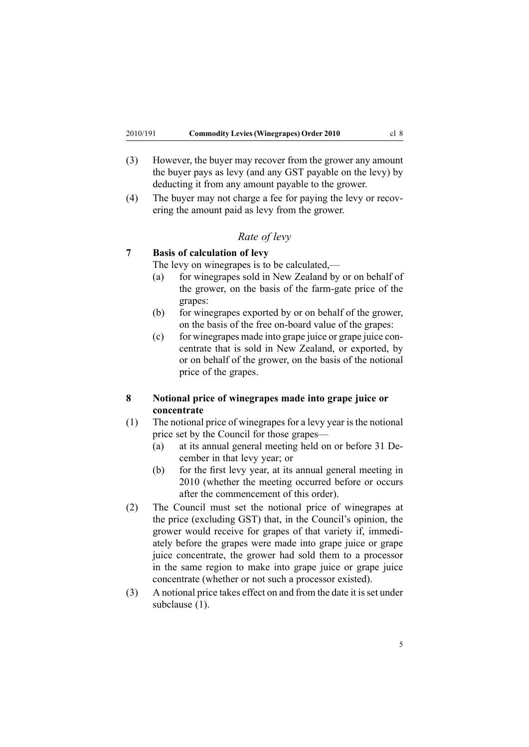(3) However, the buyer may recover from the grower any amount the buyer pays as levy (and any GST payable on the levy) by deducting it from any amount payable to the grower.

(4) The buyer may not charge a fee for paying the levy or recovering the amount paid as levy from the grower.

### *Rate of levy*

**7 Basis of calculation of levy**

The levy on winegrapes is to be calculated,—

(a) for winegrapes sold in New Zealand by or on behalf of the grower, on the basis of the farm-gate price of the grapes:

(b) for winegrapes exported by or on behalf of the grower, on the basis of the free on-board value of the grapes:

(c) for winegrapes made into grape juice or grape juice concentrate that is sold in New Zealand, or exported, by or on behalf of the grower, on the basis of the notional price of the grapes.

**8 Notional price of winegrapes made into grape juice or concentrate**

(1) The notional price of winegrapes for a levy year is the notional price set by the Council for those grapes—

(a) at its annual general meeting held on or before 31 December in that levy year; or

(b) for the first levy year, at its annual general meeting in 2010 (whether the meeting occurred before or occurs after the commencement of this order).

(2) The Council must set the notional price of winegrapes at the price (excluding GST) that, in the Council's opinion, the grower would receive for grapes of that variety if, immediately before the grapes were made into grape juice or grape juice concentrate, the grower had sold them to a processor in the same region to make into grape juice or grape juice concentrate (whether or not such a processor existed).

(3) A notional price takes effect on and from the date it is set under subclause (1).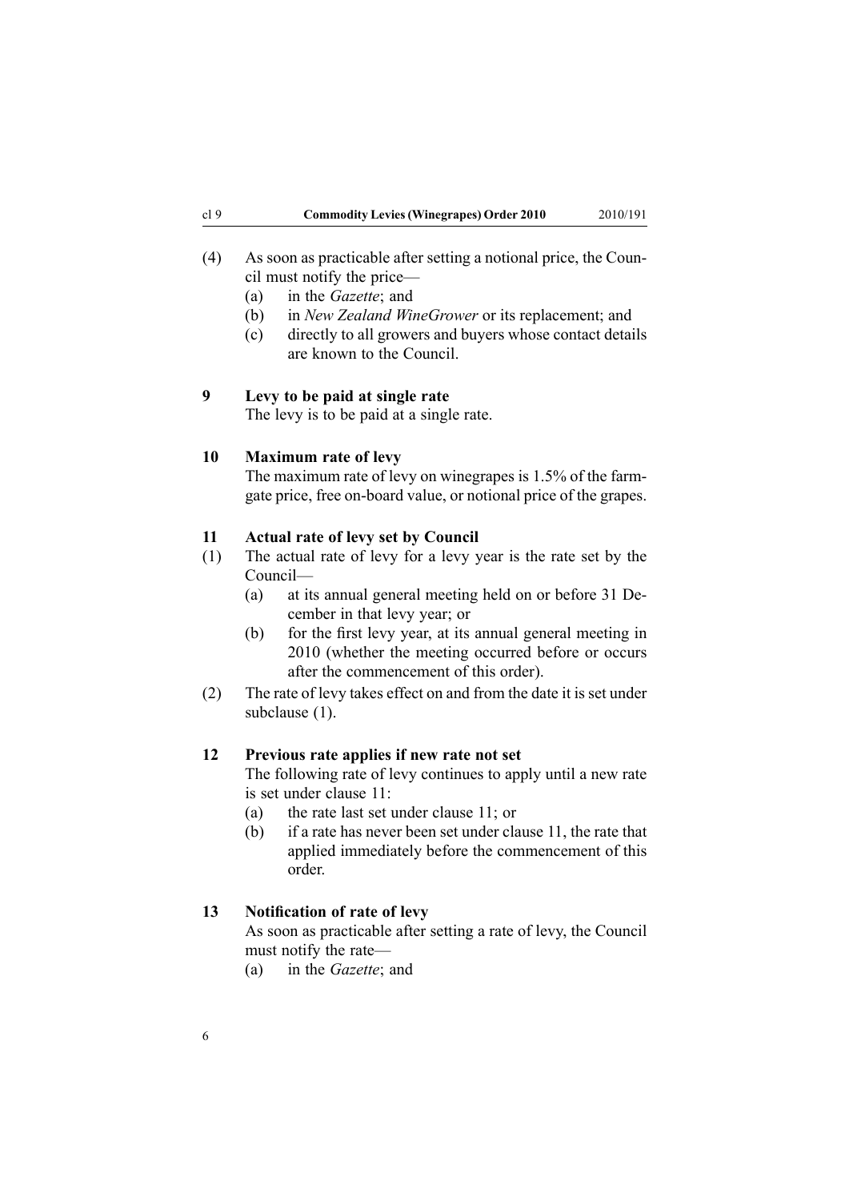(4) As soon as practicable after setting a notional price, the Council must notify the price—

(a) in the *Gazette*; and

(b) in *New Zealand WineGrower* or its replacement; and

(c) directly to all growers and buyers whose contact details are known to the Council.

### 9 Levy to be paid at single rate

The levy is to be paid at a single rate.

### 10 Maximum rate of levy

The maximum rate of levy on winegrapes is 1.5% of the farmgate price, free on-board value, or notional price of the grapes.

### 11 Actual rate of levy set by Council

(1) The actual rate of levy for a levy year is the rate set by the Council—

(a) at its annual general meeting held on or before 31 December in that levy year; or

(b) for the first levy year, at its annual general meeting in 2010 (whether the meeting occurred before or occurs after the commencement of this order).

(2) The rate of levy takes effect on and from the date it is set under subclause (1).

### 12 Previous rate applies if new rate not set

The following rate of levy continues to apply until a new rate is set under clause 11:

(a) the rate last set under clause 11; or

(b) if a rate has never been set under clause 11, the rate that applied immediately before the commencement of this order.

### 13 Notification of rate of levy

As soon as practicable after setting a rate of levy, the Council must notify the rate—

(a) in the *Gazette*; and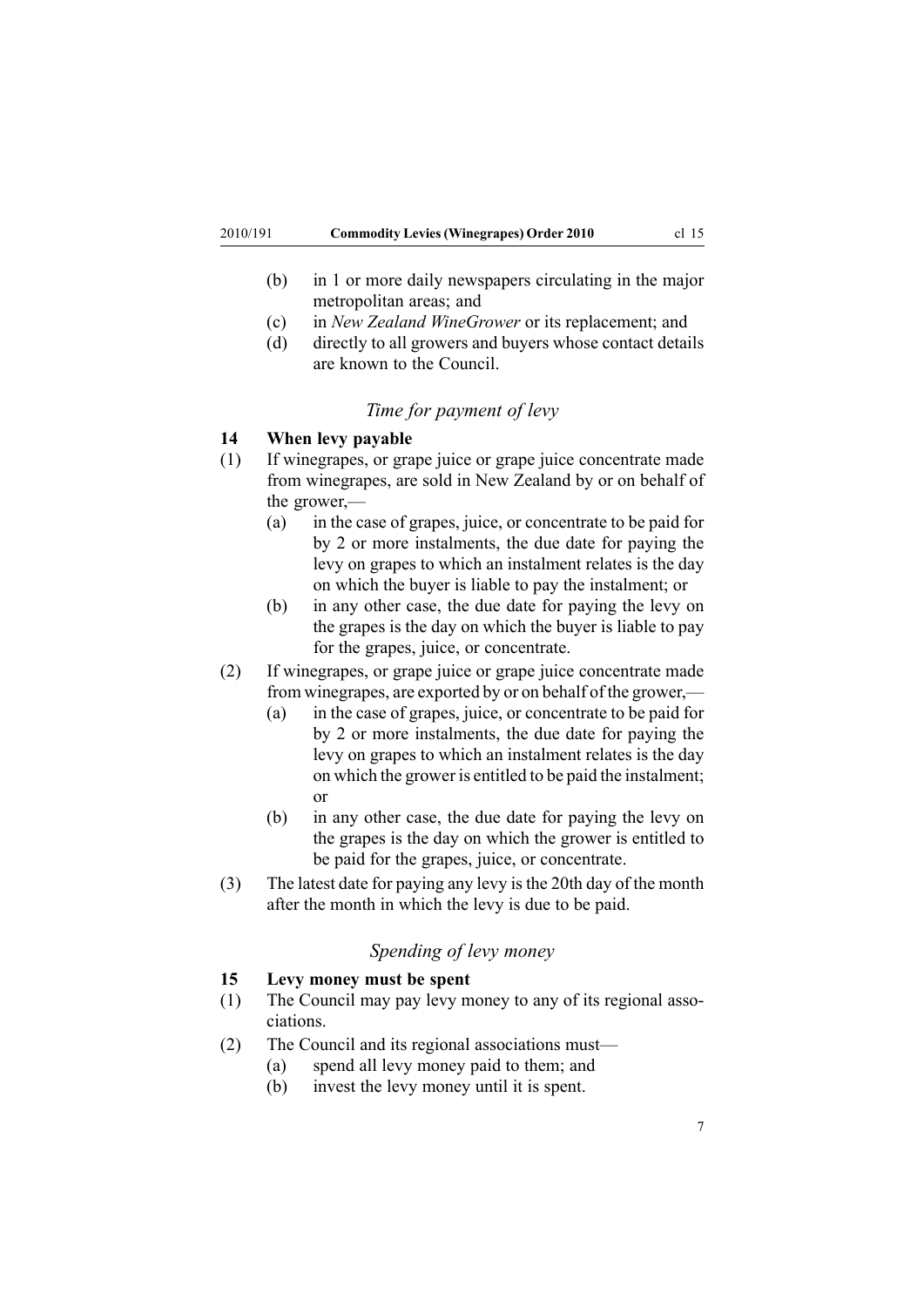(b) in 1 or more daily newspapers circulating in the major metropolitan areas; and

(c) in *New Zealand WineGrower* or its replacement; and

(d) directly to all growers and buyers whose contact details are known to the Council.

### *Time for payment of levy*

**14 When levy payable**

(1) If winegrapes, or grape juice or grape juice concentrate made from winegrapes, are sold in New Zealand by or on behalf of the grower,—

(a) in the case of grapes, juice, or concentrate to be paid for by 2 or more instalments, the due date for paying the levy on grapes to which an instalment relates is the day on which the buyer is liable to pay the instalment; or

(b) in any other case, the due date for paying the levy on the grapes is the day on which the buyer is liable to pay for the grapes, juice, or concentrate.

(2) If winegrapes, or grape juice or grape juice concentrate made from winegrapes, are exported by or on behalf of the grower,—

(a) in the case of grapes, juice, or concentrate to be paid for by 2 or more instalments, the due date for paying the levy on grapes to which an instalment relates is the day on which the grower is entitled to be paid the instalment; or

(b) in any other case, the due date for paying the levy on the grapes is the day on which the grower is entitled to be paid for the grapes, juice, or concentrate.

(3) The latest date for paying any levy is the 20th day of the month after the month in which the levy is due to be paid.

### *Spending of levy money*

**15 Levy money must be spent**

(1) The Council may pay levy money to any of its regional associations.

(2) The Council and its regional associations must—

(a) spend all levy money paid to them; and

(b) invest the levy money until it is spent.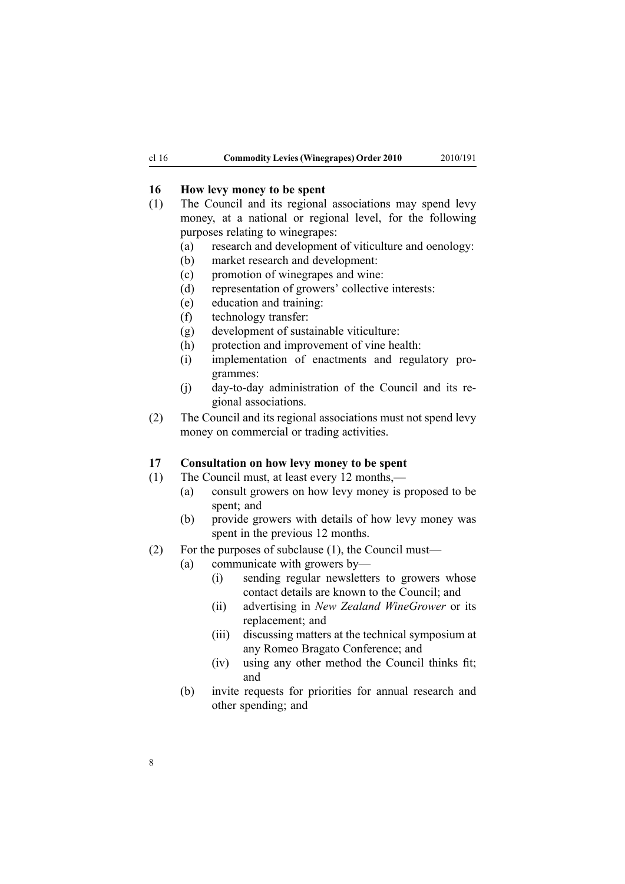## 16 How levy money to be spent

(1) The Council and its regional associations may spend levy money, at a national or regional level, for the following purposes relating to winegrapes:

- (a) research and development of viticulture and oenology:
- (b) market research and development:
- (c) promotion of winegrapes and wine:
- (d) representation of growers' collective interests:
- (e) education and training:
- (f) technology transfer:
- (g) development of sustainable viticulture:
- (h) protection and improvement of vine health:
- (i) implementation of enactments and regulatory programmes:
- (j) day-to-day administration of the Council and its regional associations.

(2) The Council and its regional associations must not spend levy money on commercial or trading activities.

## 17 Consultation on how levy money to be spent

(1) The Council must, at least every 12 months,—

- (a) consult growers on how levy money is proposed to be spent; and
- (b) provide growers with details of how levy money was spent in the previous 12 months.

(2) For the purposes of subclause (1), the Council must—

- (a) communicate with growers by—
  - (i) sending regular newsletters to growers whose contact details are known to the Council; and
  - (ii) advertising in *New Zealand WineGrower* or its replacement; and
  - (iii) discussing matters at the technical symposium at any Romeo Bragato Conference; and
  - (iv) using any other method the Council thinks fit; and
- (b) invite requests for priorities for annual research and other spending; and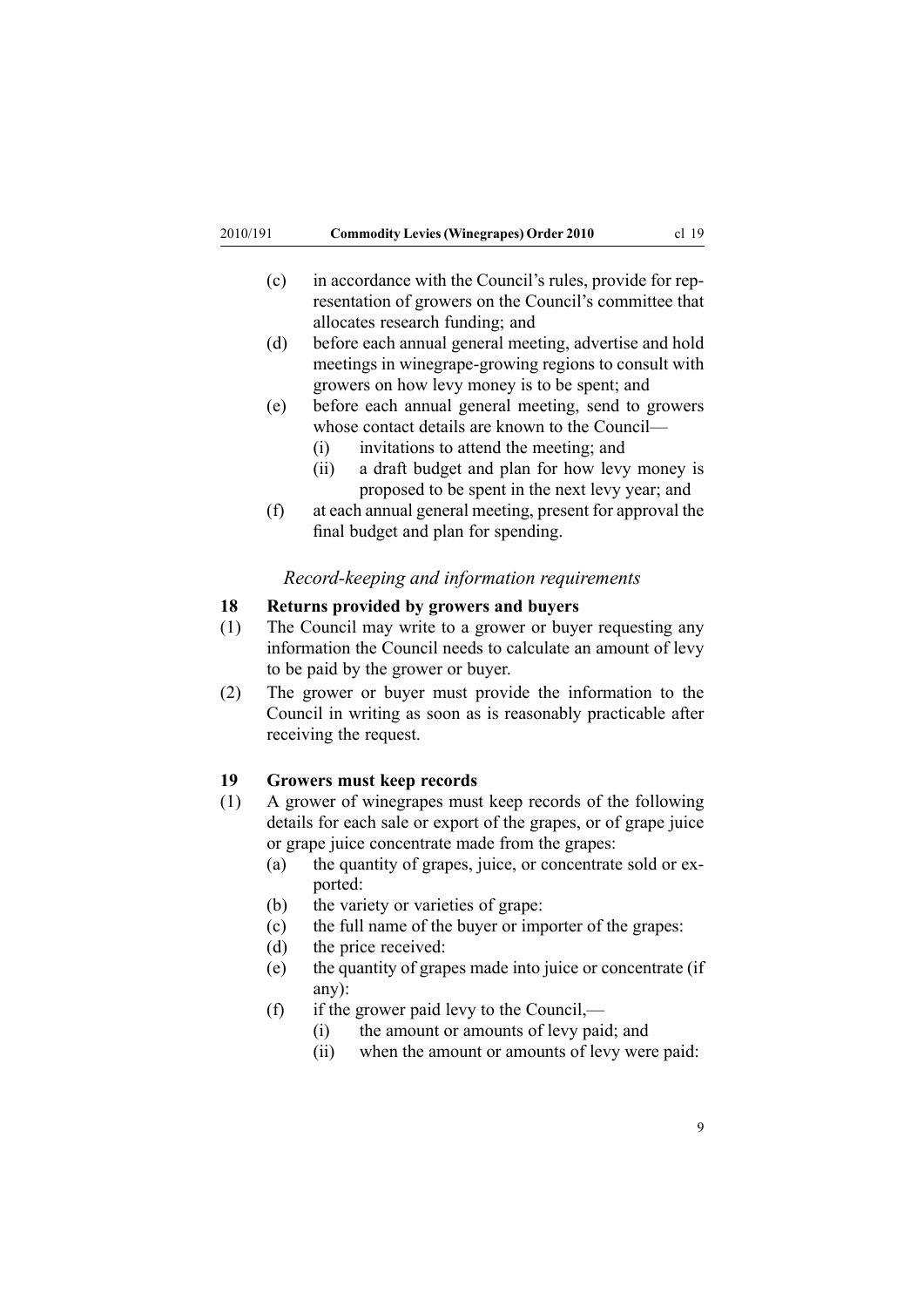(c) in accordance with the Council's rules, provide for representation of growers on the Council's committee that allocates research funding; and

(d) before each annual general meeting, advertise and hold meetings in winegrape-growing regions to consult with growers on how levy money is to be spent; and

(e) before each annual general meeting, send to growers whose contact details are known to the Council—

  (i) invitations to attend the meeting; and

  (ii) a draft budget and plan for how levy money is proposed to be spent in the next levy year; and

(f) at each annual general meeting, present for approval the final budget and plan for spending.

### *Record-keeping and information requirements*

### 18 Returns provided by growers and buyers

(1) The Council may write to a grower or buyer requesting any information the Council needs to calculate an amount of levy to be paid by the grower or buyer.

(2) The grower or buyer must provide the information to the Council in writing as soon as is reasonably practicable after receiving the request.

### 19 Growers must keep records

(1) A grower of winegrapes must keep records of the following details for each sale or export of the grapes, or of grape juice or grape juice concentrate made from the grapes:

(a) the quantity of grapes, juice, or concentrate sold or exported:

(b) the variety or varieties of grape:

(c) the full name of the buyer or importer of the grapes:

(d) the price received:

(e) the quantity of grapes made into juice or concentrate (if any):

(f) if the grower paid levy to the Council,—

  (i) the amount or amounts of levy paid; and

  (ii) when the amount or amounts of levy were paid: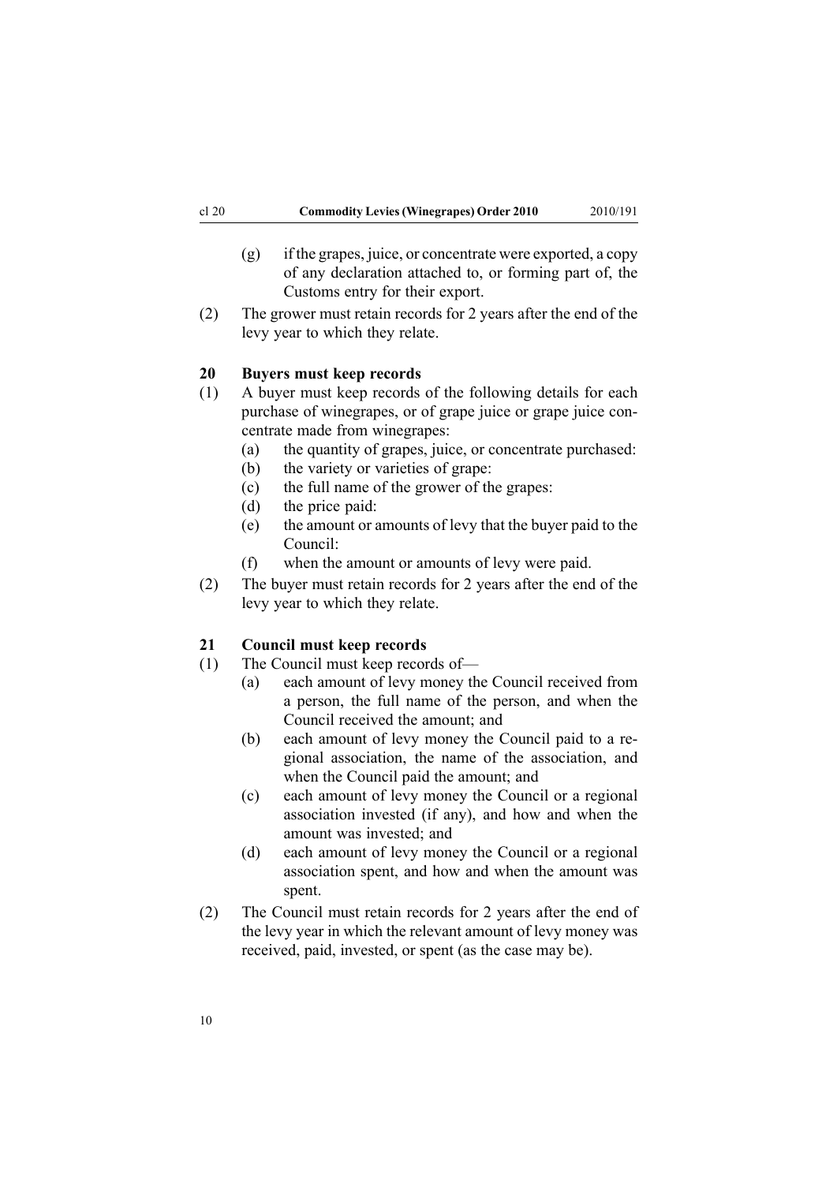(g) if the grapes, juice, or concentrate were exported, a copy of any declaration attached to, or forming part of, the Customs entry for their export.

(2) The grower must retain records for 2 years after the end of the levy year to which they relate.

### 20 Buyers must keep records

(1) A buyer must keep records of the following details for each purchase of winegrapes, or of grape juice or grape juice concentrate made from winegrapes:

- (a) the quantity of grapes, juice, or concentrate purchased:
- (b) the variety or varieties of grape:
- (c) the full name of the grower of the grapes:
- (d) the price paid:
- (e) the amount or amounts of levy that the buyer paid to the Council:
- (f) when the amount or amounts of levy were paid.

(2) The buyer must retain records for 2 years after the end of the levy year to which they relate.

### 21 Council must keep records

(1) The Council must keep records of—

- (a) each amount of levy money the Council received from a person, the full name of the person, and when the Council received the amount; and
- (b) each amount of levy money the Council paid to a regional association, the name of the association, and when the Council paid the amount; and
- (c) each amount of levy money the Council or a regional association invested (if any), and how and when the amount was invested; and
- (d) each amount of levy money the Council or a regional association spent, and how and when the amount was spent.

(2) The Council must retain records for 2 years after the end of the levy year in which the relevant amount of levy money was received, paid, invested, or spent (as the case may be).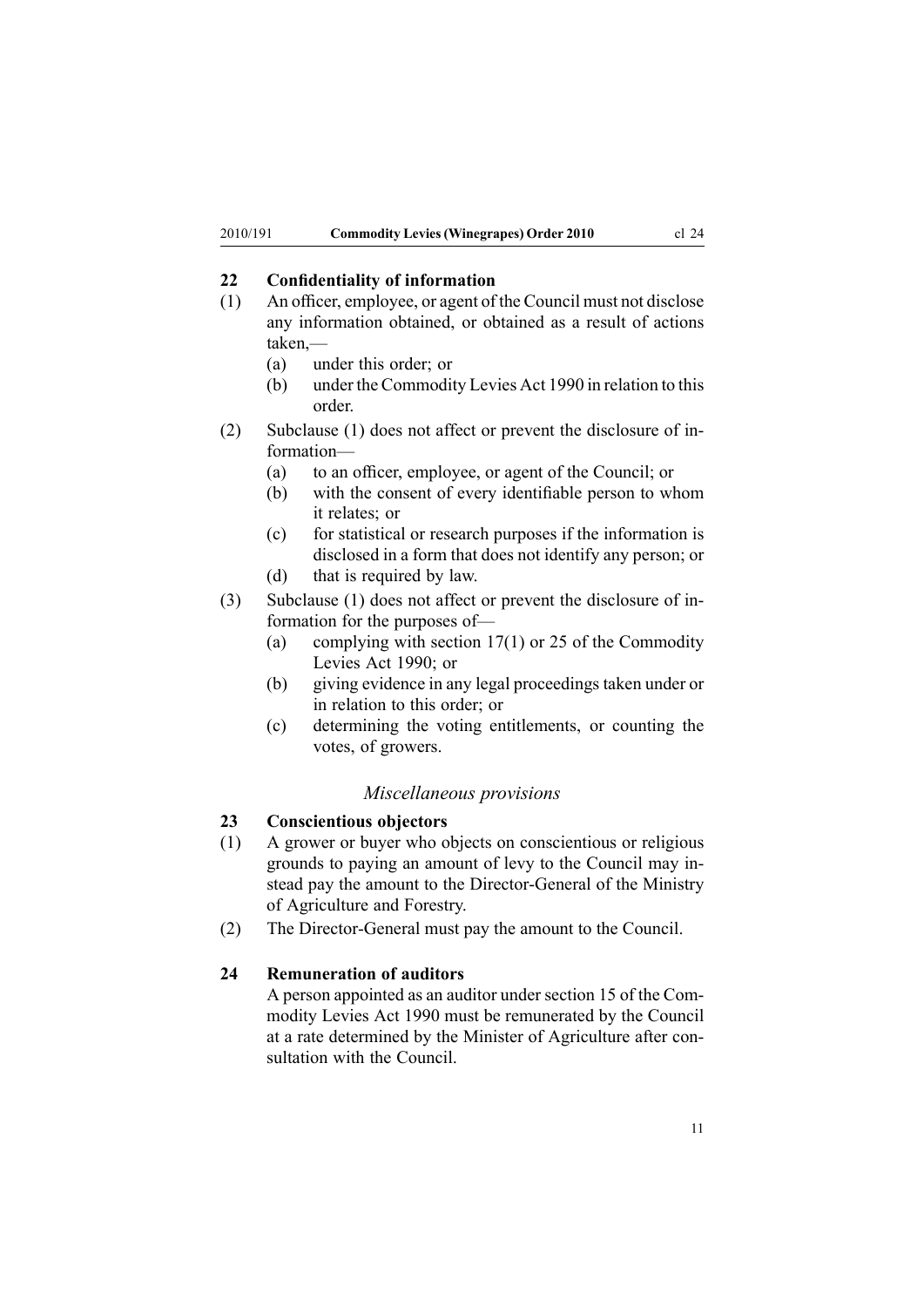## 22 Confidentiality of information

(1) An officer, employee, or agent of the Council must not disclose any information obtained, or obtained as a result of actions taken,—

- (a) under this order; or
- (b) under the Commodity Levies Act 1990 in relation to this order.

(2) Subclause (1) does not affect or prevent the disclosure of information—

- (a) to an officer, employee, or agent of the Council; or
- (b) with the consent of every identifiable person to whom it relates; or
- (c) for statistical or research purposes if the information is disclosed in a form that does not identify any person; or
- (d) that is required by law.

(3) Subclause (1) does not affect or prevent the disclosure of information for the purposes of—

- (a) complying with section 17(1) or 25 of the Commodity Levies Act 1990; or
- (b) giving evidence in any legal proceedings taken under or in relation to this order; or
- (c) determining the voting entitlements, or counting the votes, of growers.

### *Miscellaneous provisions*

## 23 Conscientious objectors

(1) A grower or buyer who objects on conscientious or religious grounds to paying an amount of levy to the Council may instead pay the amount to the Director-General of the Ministry of Agriculture and Forestry.

(2) The Director-General must pay the amount to the Council.

## 24 Remuneration of auditors

A person appointed as an auditor under section 15 of the Commodity Levies Act 1990 must be remunerated by the Council at a rate determined by the Minister of Agriculture after consultation with the Council.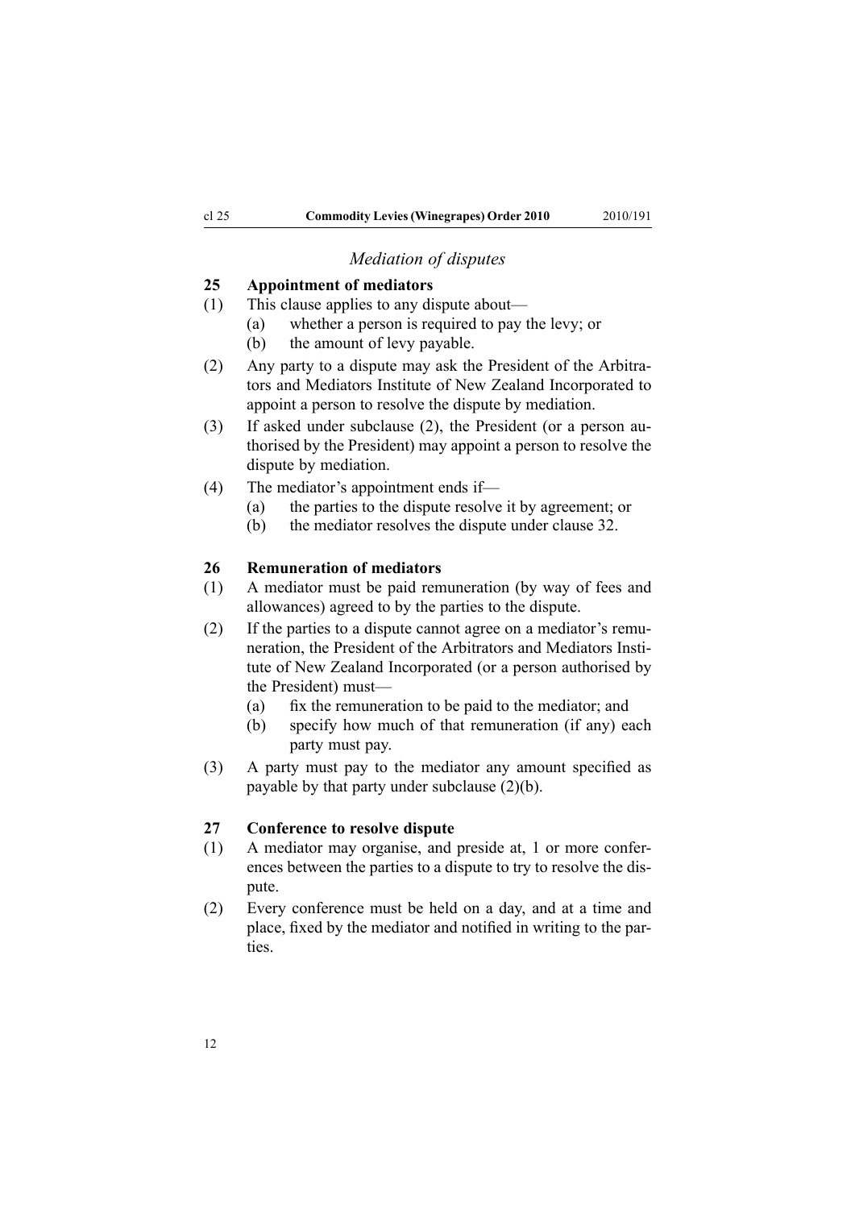*Mediation of disputes*

### 25 Appointment of mediators

(1) This clause applies to any dispute about—

  (a) whether a person is required to pay the levy; or

  (b) the amount of levy payable.

(2) Any party to a dispute may ask the President of the Arbitrators and Mediators Institute of New Zealand Incorporated to appoint a person to resolve the dispute by mediation.

(3) If asked under subclause (2), the President (or a person authorised by the President) may appoint a person to resolve the dispute by mediation.

(4) The mediator's appointment ends if—

  (a) the parties to the dispute resolve it by agreement; or

  (b) the mediator resolves the dispute under clause 32.

### 26 Remuneration of mediators

(1) A mediator must be paid remuneration (by way of fees and allowances) agreed to by the parties to the dispute.

(2) If the parties to a dispute cannot agree on a mediator's remuneration, the President of the Arbitrators and Mediators Institute of New Zealand Incorporated (or a person authorised by the President) must—

  (a) fix the remuneration to be paid to the mediator; and

  (b) specify how much of that remuneration (if any) each party must pay.

(3) A party must pay to the mediator any amount specified as payable by that party under subclause (2)(b).

### 27 Conference to resolve dispute

(1) A mediator may organise, and preside at, 1 or more conferences between the parties to a dispute to try to resolve the dispute.

(2) Every conference must be held on a day, and at a time and place, fixed by the mediator and notified in writing to the parties.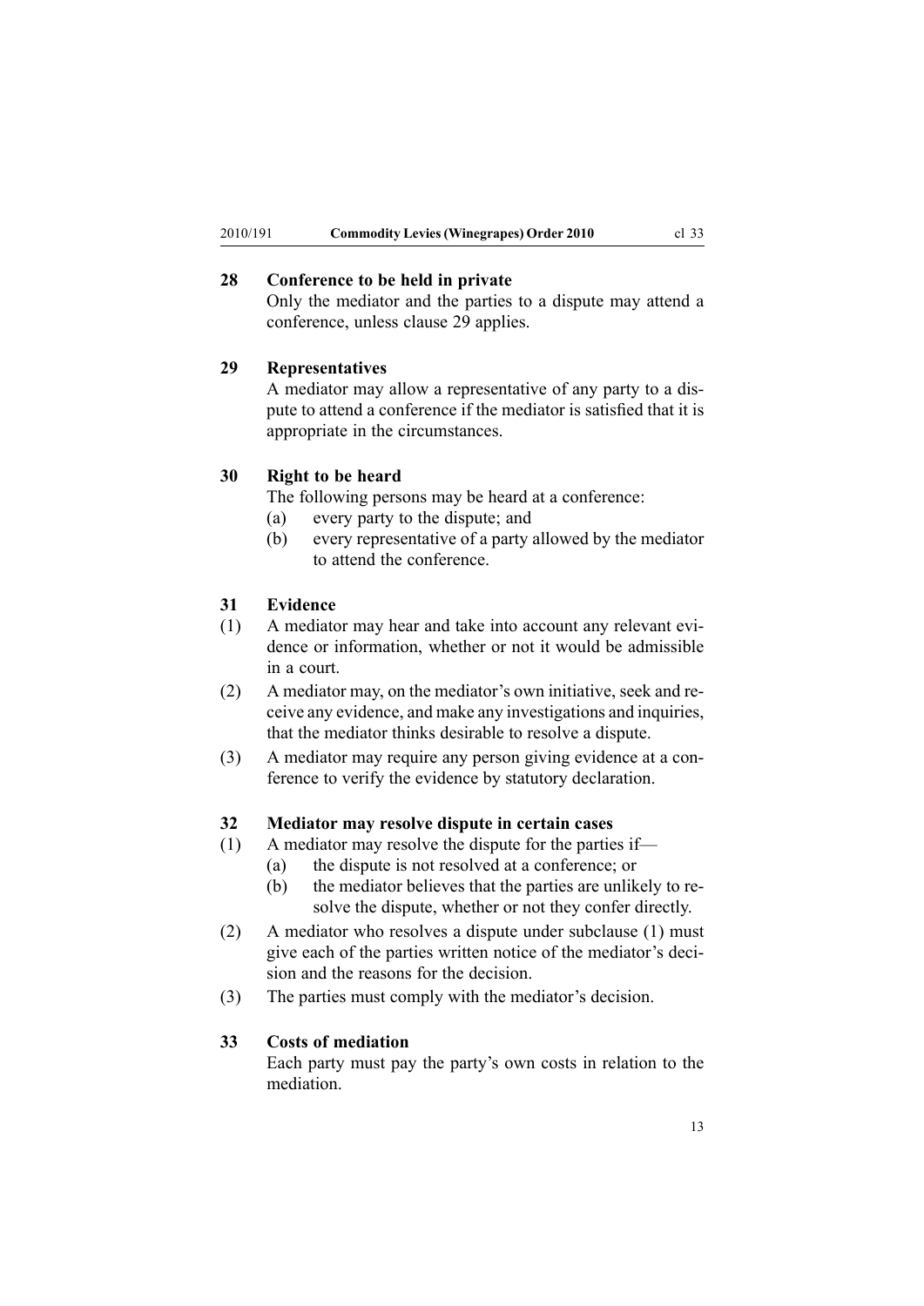### 28 Conference to be held in private

Only the mediator and the parties to a dispute may attend a conference, unless clause 29 applies.

### 29 Representatives

A mediator may allow a representative of any party to a dispute to attend a conference if the mediator is satisfied that it is appropriate in the circumstances.

### 30 Right to be heard

The following persons may be heard at a conference:

(a) every party to the dispute; and

(b) every representative of a party allowed by the mediator to attend the conference.

### 31 Evidence

(1) A mediator may hear and take into account any relevant evidence or information, whether or not it would be admissible in a court.

(2) A mediator may, on the mediator's own initiative, seek and receive any evidence, and make any investigations and inquiries, that the mediator thinks desirable to resolve a dispute.

(3) A mediator may require any person giving evidence at a conference to verify the evidence by statutory declaration.

### 32 Mediator may resolve dispute in certain cases

(1) A mediator may resolve the dispute for the parties if—

(a) the dispute is not resolved at a conference; or

(b) the mediator believes that the parties are unlikely to resolve the dispute, whether or not they confer directly.

(2) A mediator who resolves a dispute under subclause (1) must give each of the parties written notice of the mediator's decision and the reasons for the decision.

(3) The parties must comply with the mediator's decision.

### 33 Costs of mediation

Each party must pay the party's own costs in relation to the mediation.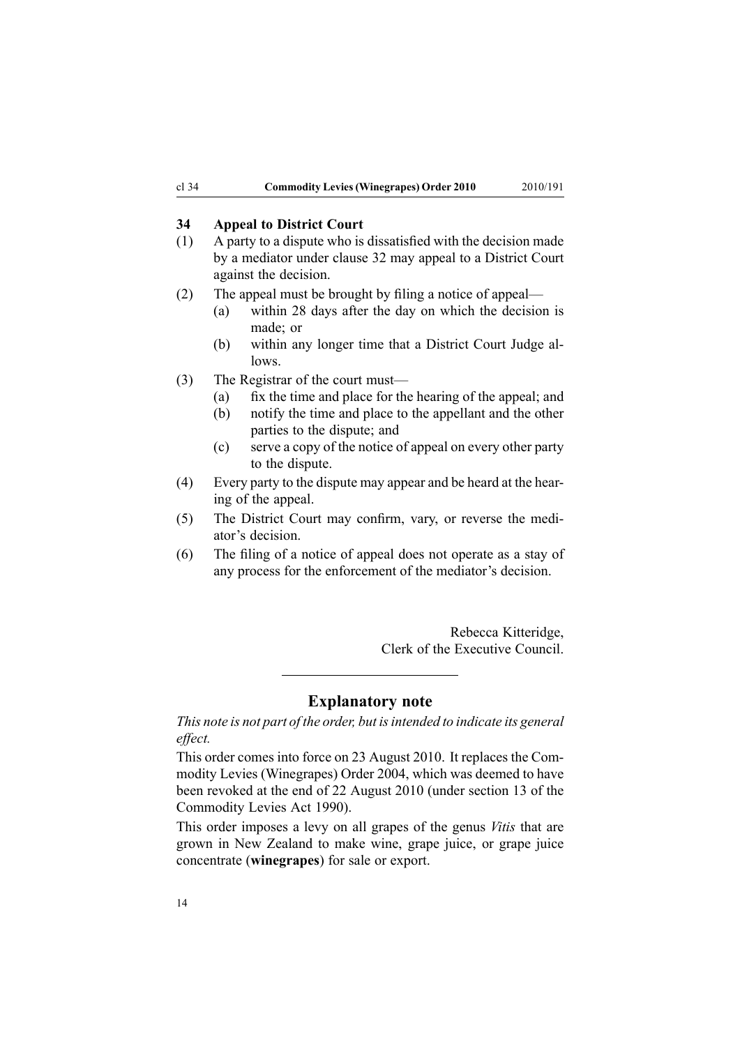### 34 Appeal to District Court

(1) A party to a dispute who is dissatisfied with the decision made by a mediator under clause 32 may appeal to a District Court against the decision.

(2) The appeal must be brought by filing a notice of appeal—

(a) within 28 days after the day on which the decision is made; or

(b) within any longer time that a District Court Judge allows.

(3) The Registrar of the court must—

(a) fix the time and place for the hearing of the appeal; and

(b) notify the time and place to the appellant and the other parties to the dispute; and

(c) serve a copy of the notice of appeal on every other party to the dispute.

(4) Every party to the dispute may appear and be heard at the hearing of the appeal.

(5) The District Court may confirm, vary, or reverse the mediator's decision.

(6) The filing of a notice of appeal does not operate as a stay of any process for the enforcement of the mediator's decision.

Rebecca Kitteridge,
Clerk of the Executive Council.

## Explanatory note

*This note is not part of the order, but is intended to indicate its general effect.*

This order comes into force on 23 August 2010. It replaces the Commodity Levies (Winegrapes) Order 2004, which was deemed to have been revoked at the end of 22 August 2010 (under section 13 of the Commodity Levies Act 1990).

This order imposes a levy on all grapes of the genus *Vitis* that are grown in New Zealand to make wine, grape juice, or grape juice concentrate (**winegrapes**) for sale or export.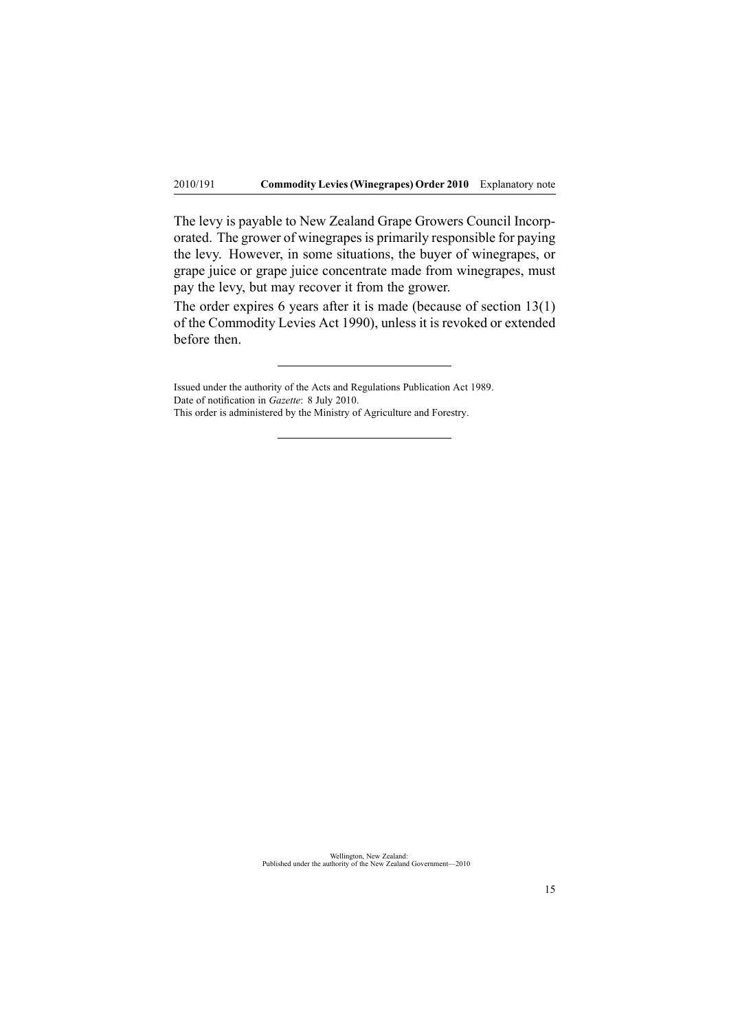The levy is payable to New Zealand Grape Growers Council Incorporated. The grower of winegrapes is primarily responsible for paying the levy. However, in some situations, the buyer of winegrapes, or grape juice or grape juice concentrate made from winegrapes, must pay the levy, but may recover it from the grower.

The order expires 6 years after it is made (because of section 13(1) of the Commodity Levies Act 1990), unless it is revoked or extended before then.

---

Issued under the authority of the Acts and Regulations Publication Act 1989.
Date of notification in *Gazette*: 8 July 2010.
This order is administered by the Ministry of Agriculture and Forestry.

---

Wellington, New Zealand:
Published under the authority of the New Zealand Government—2010